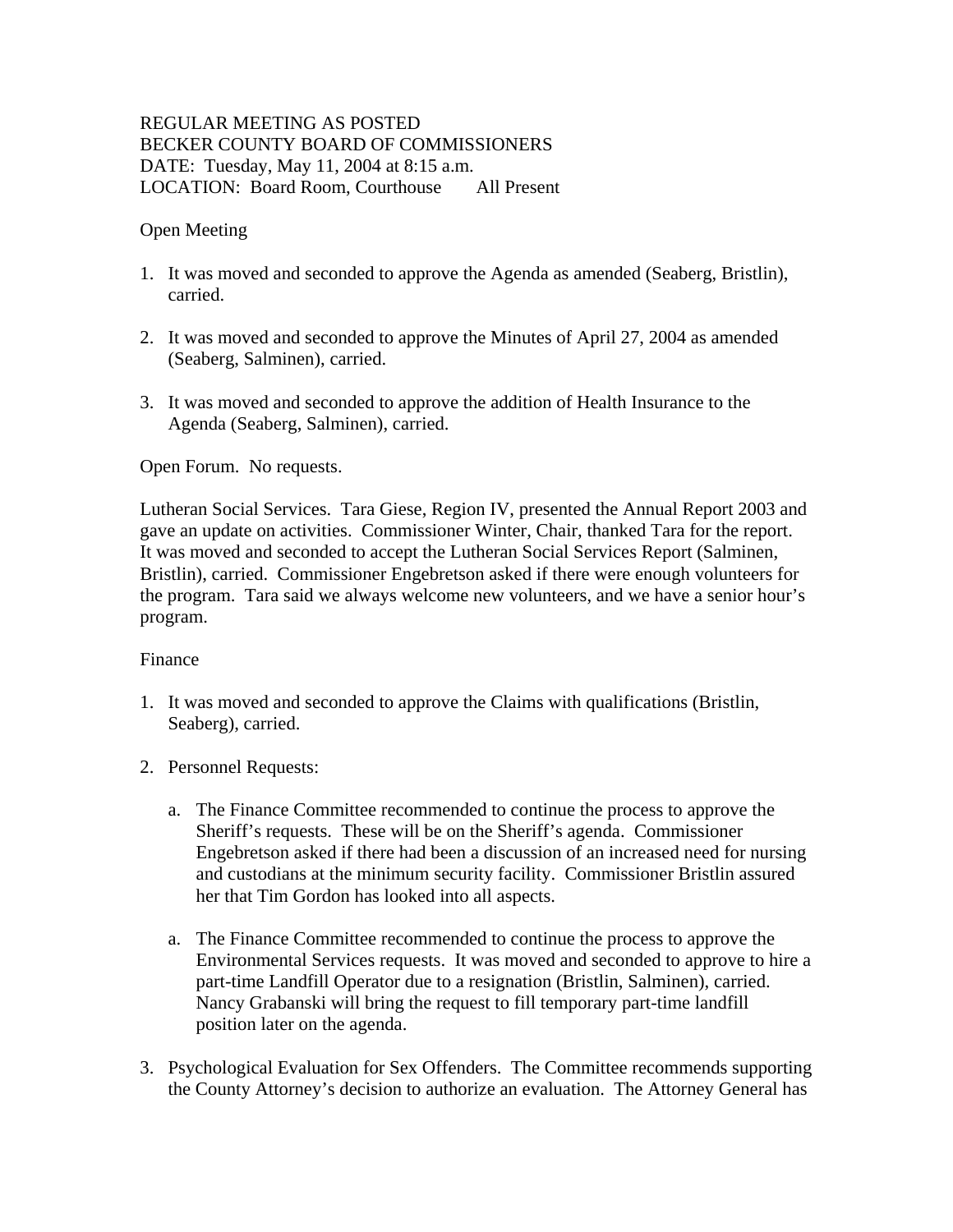REGULAR MEETING AS POSTED
BECKER COUNTY BOARD OF COMMISSIONERS
DATE: Tuesday, May 11, 2004 at 8:15 a.m.
LOCATION: Board Room, Courthouse All Present

Open Meeting

1. It was moved and seconded to approve the Agenda as amended (Seaberg, Bristlin), carried.

2. It was moved and seconded to approve the Minutes of April 27, 2004 as amended (Seaberg, Salminen), carried.

3. It was moved and seconded to approve the addition of Health Insurance to the Agenda (Seaberg, Salminen), carried.

Open Forum. No requests.

Lutheran Social Services. Tara Giese, Region IV, presented the Annual Report 2003 and gave an update on activities. Commissioner Winter, Chair, thanked Tara for the report. It was moved and seconded to accept the Lutheran Social Services Report (Salminen, Bristlin), carried. Commissioner Engebretson asked if there were enough volunteers for the program. Tara said we always welcome new volunteers, and we have a senior hour's program.

Finance

1. It was moved and seconded to approve the Claims with qualifications (Bristlin, Seaberg), carried.

2. Personnel Requests:

   a. The Finance Committee recommended to continue the process to approve the Sheriff's requests. These will be on the Sheriff's agenda. Commissioner Engebretson asked if there had been a discussion of an increased need for nursing and custodians at the minimum security facility. Commissioner Bristlin assured her that Tim Gordon has looked into all aspects.

   a. The Finance Committee recommended to continue the process to approve the Environmental Services requests. It was moved and seconded to approve to hire a part-time Landfill Operator due to a resignation (Bristlin, Salminen), carried. Nancy Grabanski will bring the request to fill temporary part-time landfill position later on the agenda.

3. Psychological Evaluation for Sex Offenders. The Committee recommends supporting the County Attorney's decision to authorize an evaluation. The Attorney General has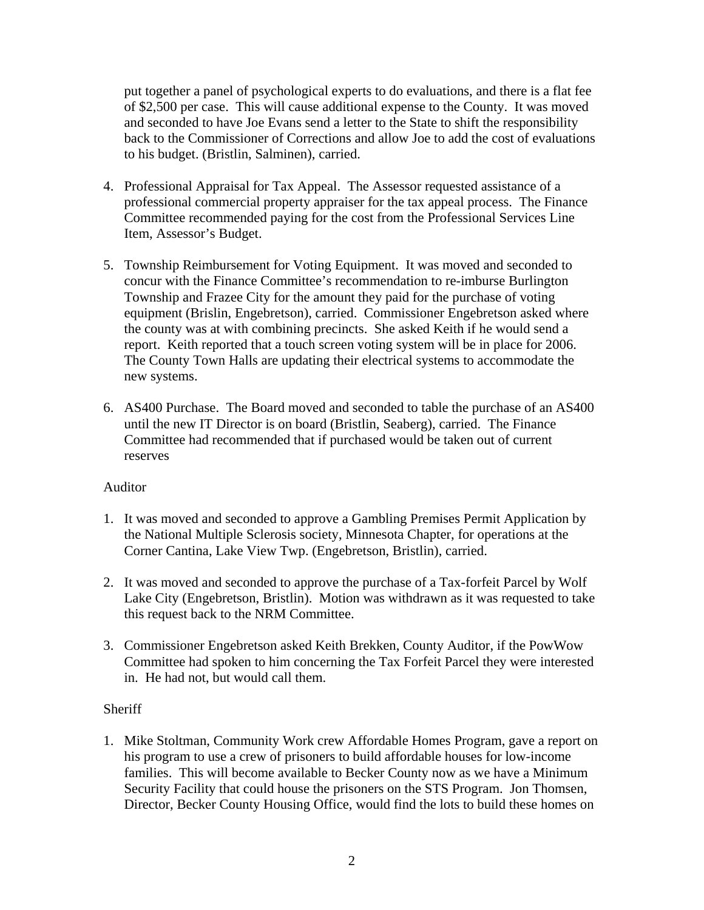put together a panel of psychological experts to do evaluations, and there is a flat fee of $2,500 per case. This will cause additional expense to the County. It was moved and seconded to have Joe Evans send a letter to the State to shift the responsibility back to the Commissioner of Corrections and allow Joe to add the cost of evaluations to his budget. (Bristlin, Salminen), carried.

4. Professional Appraisal for Tax Appeal. The Assessor requested assistance of a professional commercial property appraiser for the tax appeal process. The Finance Committee recommended paying for the cost from the Professional Services Line Item, Assessor's Budget.

5. Township Reimbursement for Voting Equipment. It was moved and seconded to concur with the Finance Committee's recommendation to re-imburse Burlington Township and Frazee City for the amount they paid for the purchase of voting equipment (Brislin, Engebretson), carried. Commissioner Engebretson asked where the county was at with combining precincts. She asked Keith if he would send a report. Keith reported that a touch screen voting system will be in place for 2006. The County Town Halls are updating their electrical systems to accommodate the new systems.

6. AS400 Purchase. The Board moved and seconded to table the purchase of an AS400 until the new IT Director is on board (Bristlin, Seaberg), carried. The Finance Committee had recommended that if purchased would be taken out of current reserves

Auditor

1. It was moved and seconded to approve a Gambling Premises Permit Application by the National Multiple Sclerosis society, Minnesota Chapter, for operations at the Corner Cantina, Lake View Twp. (Engebretson, Bristlin), carried.

2. It was moved and seconded to approve the purchase of a Tax-forfeit Parcel by Wolf Lake City (Engebretson, Bristlin). Motion was withdrawn as it was requested to take this request back to the NRM Committee.

3. Commissioner Engebretson asked Keith Brekken, County Auditor, if the PowWow Committee had spoken to him concerning the Tax Forfeit Parcel they were interested in. He had not, but would call them.

Sheriff

1. Mike Stoltman, Community Work crew Affordable Homes Program, gave a report on his program to use a crew of prisoners to build affordable houses for low-income families. This will become available to Becker County now as we have a Minimum Security Facility that could house the prisoners on the STS Program. Jon Thomsen, Director, Becker County Housing Office, would find the lots to build these homes on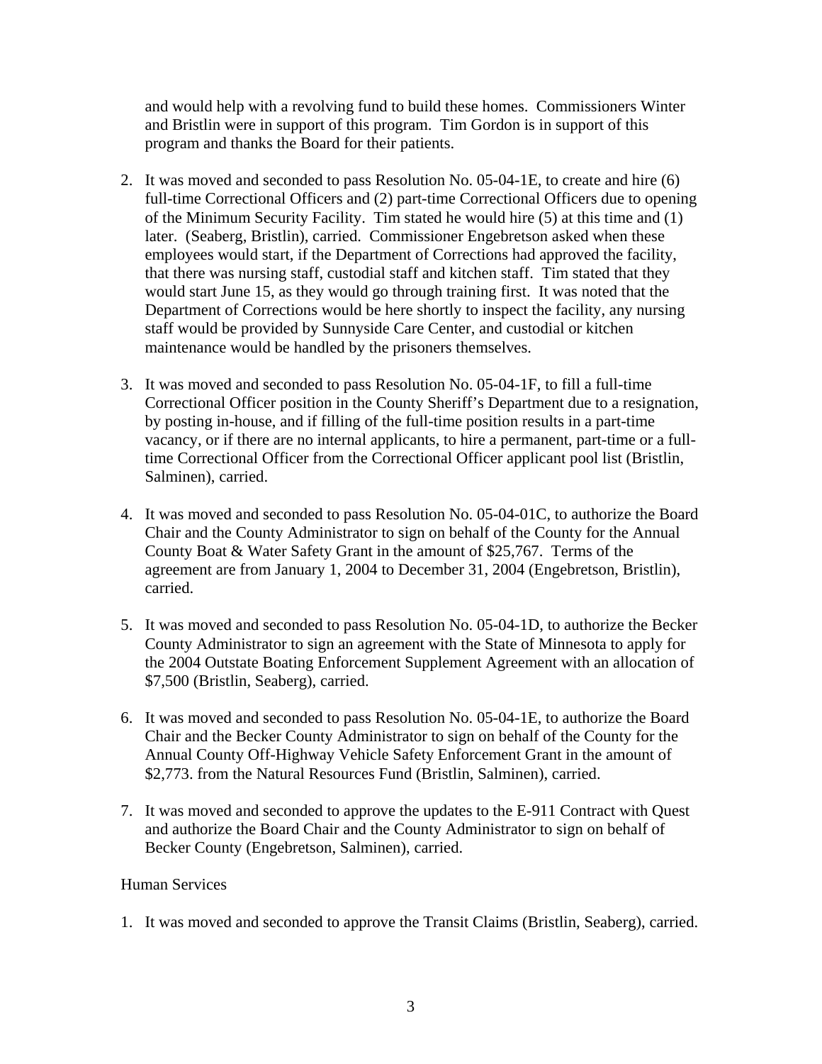and would help with a revolving fund to build these homes. Commissioners Winter and Bristlin were in support of this program. Tim Gordon is in support of this program and thanks the Board for their patients.

2. It was moved and seconded to pass Resolution No. 05-04-1E, to create and hire (6) full-time Correctional Officers and (2) part-time Correctional Officers due to opening of the Minimum Security Facility. Tim stated he would hire (5) at this time and (1) later. (Seaberg, Bristlin), carried. Commissioner Engebretson asked when these employees would start, if the Department of Corrections had approved the facility, that there was nursing staff, custodial staff and kitchen staff. Tim stated that they would start June 15, as they would go through training first. It was noted that the Department of Corrections would be here shortly to inspect the facility, any nursing staff would be provided by Sunnyside Care Center, and custodial or kitchen maintenance would be handled by the prisoners themselves.

3. It was moved and seconded to pass Resolution No. 05-04-1F, to fill a full-time Correctional Officer position in the County Sheriff's Department due to a resignation, by posting in-house, and if filling of the full-time position results in a part-time vacancy, or if there are no internal applicants, to hire a permanent, part-time or a full-time Correctional Officer from the Correctional Officer applicant pool list (Bristlin, Salminen), carried.

4. It was moved and seconded to pass Resolution No. 05-04-01C, to authorize the Board Chair and the County Administrator to sign on behalf of the County for the Annual County Boat & Water Safety Grant in the amount of $25,767. Terms of the agreement are from January 1, 2004 to December 31, 2004 (Engebretson, Bristlin), carried.

5. It was moved and seconded to pass Resolution No. 05-04-1D, to authorize the Becker County Administrator to sign an agreement with the State of Minnesota to apply for the 2004 Outstate Boating Enforcement Supplement Agreement with an allocation of $7,500 (Bristlin, Seaberg), carried.

6. It was moved and seconded to pass Resolution No. 05-04-1E, to authorize the Board Chair and the Becker County Administrator to sign on behalf of the County for the Annual County Off-Highway Vehicle Safety Enforcement Grant in the amount of $2,773. from the Natural Resources Fund (Bristlin, Salminen), carried.

7. It was moved and seconded to approve the updates to the E-911 Contract with Quest and authorize the Board Chair and the County Administrator to sign on behalf of Becker County (Engebretson, Salminen), carried.

Human Services

1. It was moved and seconded to approve the Transit Claims (Bristlin, Seaberg), carried.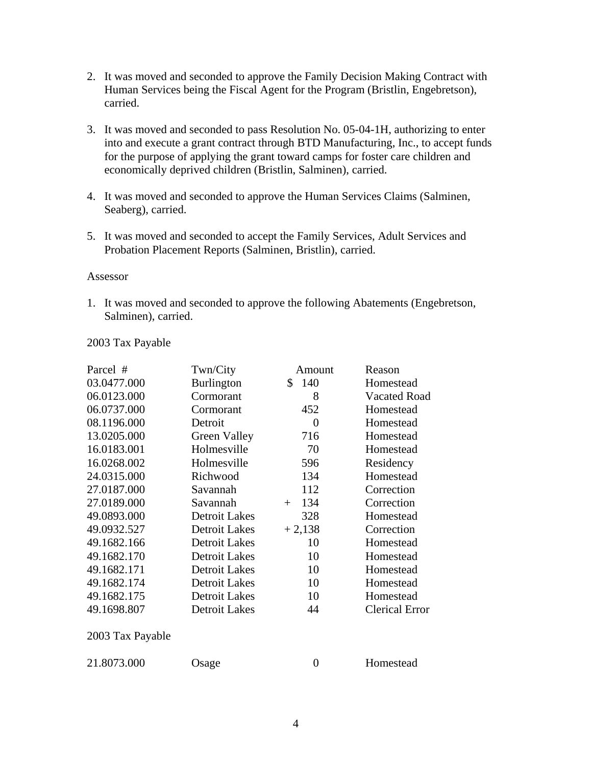2. It was moved and seconded to approve the Family Decision Making Contract with Human Services being the Fiscal Agent for the Program (Bristlin, Engebretson), carried.

3. It was moved and seconded to pass Resolution No. 05-04-1H, authorizing to enter into and execute a grant contract through BTD Manufacturing, Inc., to accept funds for the purpose of applying the grant toward camps for foster care children and economically deprived children (Bristlin, Salminen), carried.

4. It was moved and seconded to approve the Human Services Claims (Salminen, Seaberg), carried.

5. It was moved and seconded to accept the Family Services, Adult Services and Probation Placement Reports (Salminen, Bristlin), carried.

Assessor

1. It was moved and seconded to approve the following Abatements (Engebretson, Salminen), carried.

2003 Tax Payable

| Parcel # | Twn/City | Amount | Reason |
|---|---|---|---|
| 03.0477.000 | Burlington | $ 140 | Homestead |
| 06.0123.000 | Cormorant | 8 | Vacated Road |
| 06.0737.000 | Cormorant | 452 | Homestead |
| 08.1196.000 | Detroit | 0 | Homestead |
| 13.0205.000 | Green Valley | 716 | Homestead |
| 16.0183.001 | Holmesville | 70 | Homestead |
| 16.0268.002 | Holmesville | 596 | Residency |
| 24.0315.000 | Richwood | 134 | Homestead |
| 27.0187.000 | Savannah | 112 | Correction |
| 27.0189.000 | Savannah | + 134 | Correction |
| 49.0893.000 | Detroit Lakes | 328 | Homestead |
| 49.0932.527 | Detroit Lakes | + 2,138 | Correction |
| 49.1682.166 | Detroit Lakes | 10 | Homestead |
| 49.1682.170 | Detroit Lakes | 10 | Homestead |
| 49.1682.171 | Detroit Lakes | 10 | Homestead |
| 49.1682.174 | Detroit Lakes | 10 | Homestead |
| 49.1682.175 | Detroit Lakes | 10 | Homestead |
| 49.1698.807 | Detroit Lakes | 44 | Clerical Error |

2003 Tax Payable

| | | | |
|---|---|---|---|
| 21.8073.000 | Osage | 0 | Homestead |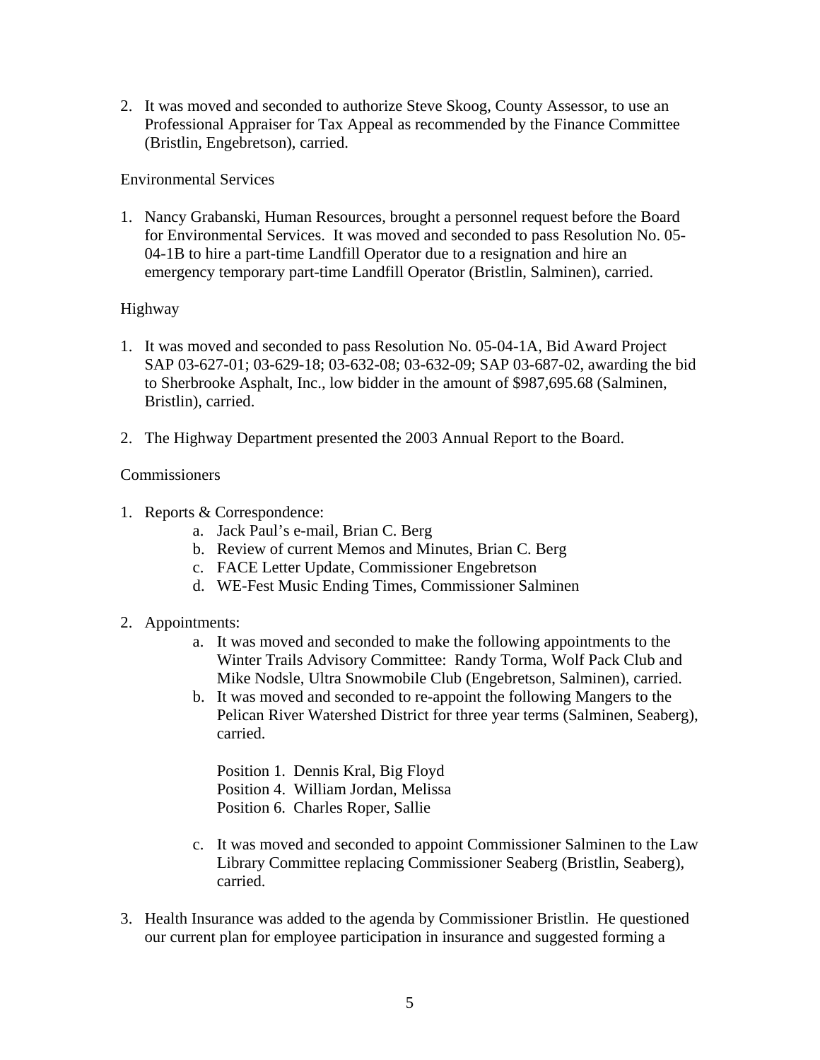2. It was moved and seconded to authorize Steve Skoog, County Assessor, to use an Professional Appraiser for Tax Appeal as recommended by the Finance Committee (Bristlin, Engebretson), carried.

Environmental Services

1. Nancy Grabanski, Human Resources, brought a personnel request before the Board for Environmental Services. It was moved and seconded to pass Resolution No. 05-04-1B to hire a part-time Landfill Operator due to a resignation and hire an emergency temporary part-time Landfill Operator (Bristlin, Salminen), carried.

Highway

1. It was moved and seconded to pass Resolution No. 05-04-1A, Bid Award Project SAP 03-627-01; 03-629-18; 03-632-08; 03-632-09; SAP 03-687-02, awarding the bid to Sherbrooke Asphalt, Inc., low bidder in the amount of $987,695.68 (Salminen, Bristlin), carried.

2. The Highway Department presented the 2003 Annual Report to the Board.

Commissioners

1. Reports & Correspondence:
    a. Jack Paul's e-mail, Brian C. Berg
    b. Review of current Memos and Minutes, Brian C. Berg
    c. FACE Letter Update, Commissioner Engebretson
    d. WE-Fest Music Ending Times, Commissioner Salminen

2. Appointments:
    a. It was moved and seconded to make the following appointments to the Winter Trails Advisory Committee: Randy Torma, Wolf Pack Club and Mike Nodsle, Ultra Snowmobile Club (Engebretson, Salminen), carried.
    b. It was moved and seconded to re-appoint the following Mangers to the Pelican River Watershed District for three year terms (Salminen, Seaberg), carried.

       Position 1. Dennis Kral, Big Floyd
       Position 4. William Jordan, Melissa
       Position 6. Charles Roper, Sallie

    c. It was moved and seconded to appoint Commissioner Salminen to the Law Library Committee replacing Commissioner Seaberg (Bristlin, Seaberg), carried.

3. Health Insurance was added to the agenda by Commissioner Bristlin. He questioned our current plan for employee participation in insurance and suggested forming a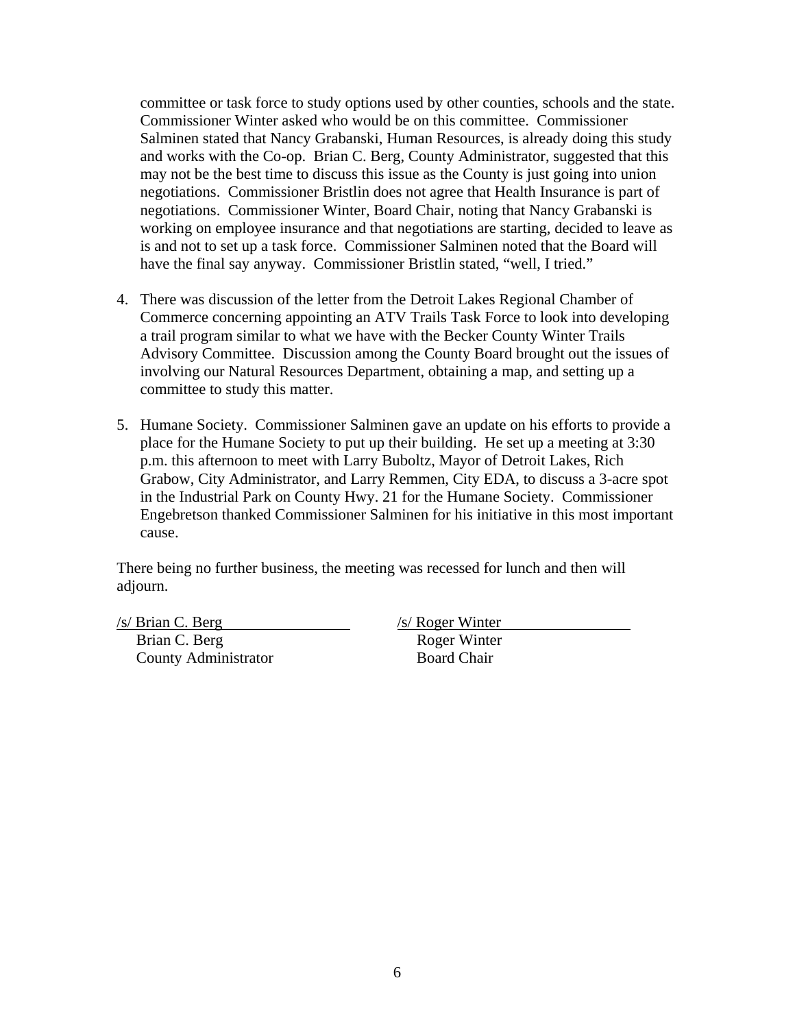committee or task force to study options used by other counties, schools and the state. Commissioner Winter asked who would be on this committee. Commissioner Salminen stated that Nancy Grabanski, Human Resources, is already doing this study and works with the Co-op. Brian C. Berg, County Administrator, suggested that this may not be the best time to discuss this issue as the County is just going into union negotiations. Commissioner Bristlin does not agree that Health Insurance is part of negotiations. Commissioner Winter, Board Chair, noting that Nancy Grabanski is working on employee insurance and that negotiations are starting, decided to leave as is and not to set up a task force. Commissioner Salminen noted that the Board will have the final say anyway. Commissioner Bristlin stated, "well, I tried."

4. There was discussion of the letter from the Detroit Lakes Regional Chamber of Commerce concerning appointing an ATV Trails Task Force to look into developing a trail program similar to what we have with the Becker County Winter Trails Advisory Committee. Discussion among the County Board brought out the issues of involving our Natural Resources Department, obtaining a map, and setting up a committee to study this matter.

5. Humane Society. Commissioner Salminen gave an update on his efforts to provide a place for the Humane Society to put up their building. He set up a meeting at 3:30 p.m. this afternoon to meet with Larry Buboltz, Mayor of Detroit Lakes, Rich Grabow, City Administrator, and Larry Remmen, City EDA, to discuss a 3-acre spot in the Industrial Park on County Hwy. 21 for the Humane Society. Commissioner Engebretson thanked Commissioner Salminen for his initiative in this most important cause.

There being no further business, the meeting was recessed for lunch and then will adjourn.

/s/ Brian C. Berg
Brian C. Berg
County Administrator

/s/ Roger Winter
Roger Winter
Board Chair